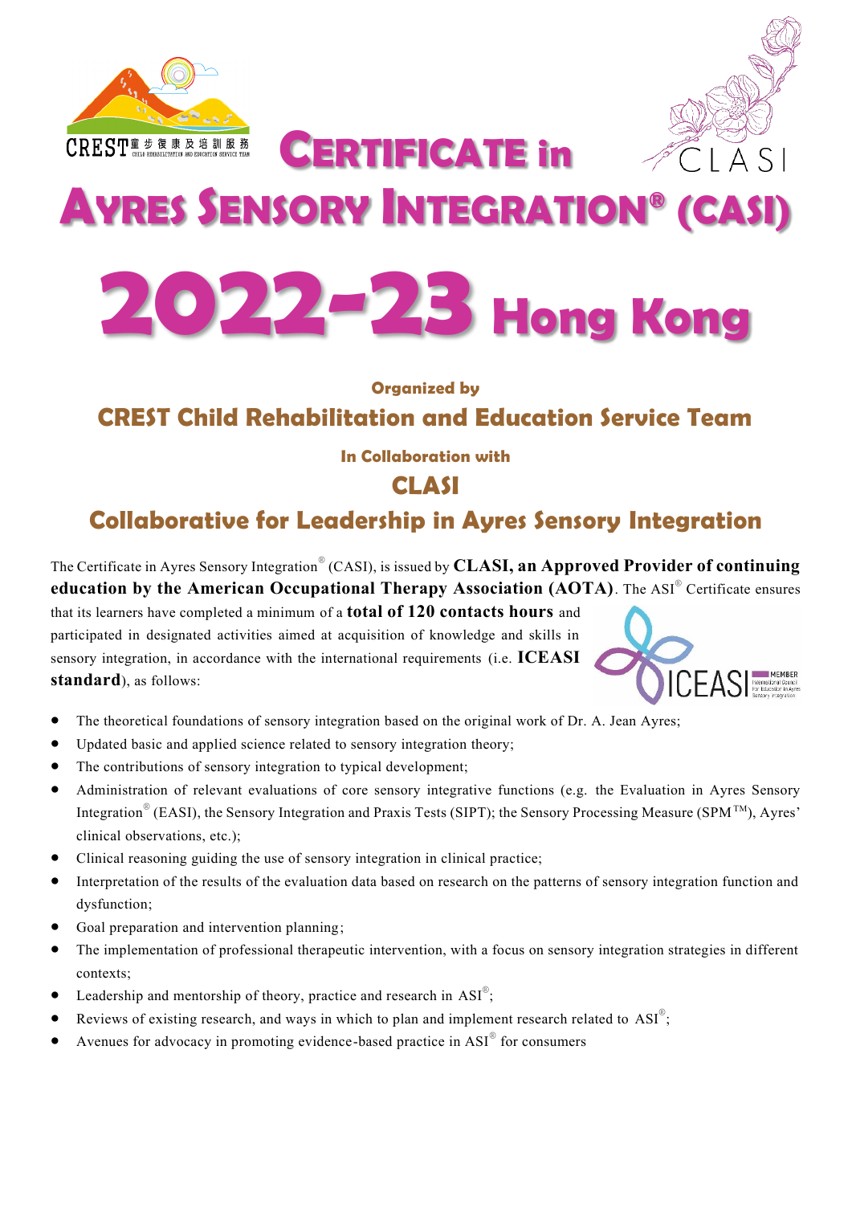# CERTIFICATE in AYRES SENSORY INTEGRATION® (CASI)

# 2022-23 Hong Kong

**Organized by**

## CREST Child Rehabilitation and Education Service Team

**In Collaboration with**

## CLASI

## Collaborative for Leadership in Ayres Sensory Integration

The Certificate in Ayres Sensory Integration® (CASI), is issued by **CLASI, an Approved Provider of continuing education by the American Occupational Therapy Association (AOTA)**. The ASI® Certificate ensures that its learners have completed a minimum of a **total of 120 contacts hours** and participated in designated activities aimed at acquisition of knowledge and skills in sensory integration, in accordance with the international requirements (i.e. **ICEASI standard**), as follows:

- The theoretical foundations of sensory integration based on the original work of Dr. A. Jean Ayres;
- Updated basic and applied science related to sensory integration theory;
- The contributions of sensory integration to typical development;
- Administration of relevant evaluations of core sensory integrative functions (e.g. the Evaluation in Ayres Sensory Integration® (EASI), the Sensory Integration and Praxis Tests (SIPT); the Sensory Processing Measure (SPM™), Ayres' clinical observations, etc.);
- Clinical reasoning guiding the use of sensory integration in clinical practice;
- Interpretation of the results of the evaluation data based on research on the patterns of sensory integration function and dysfunction;
- Goal preparation and intervention planning;
- The implementation of professional therapeutic intervention, with a focus on sensory integration strategies in different contexts;
- Leadership and mentorship of theory, practice and research in ASI®;
- Reviews of existing research, and ways in which to plan and implement research related to ASI®;
- Avenues for advocacy in promoting evidence-based practice in ASI® for consumers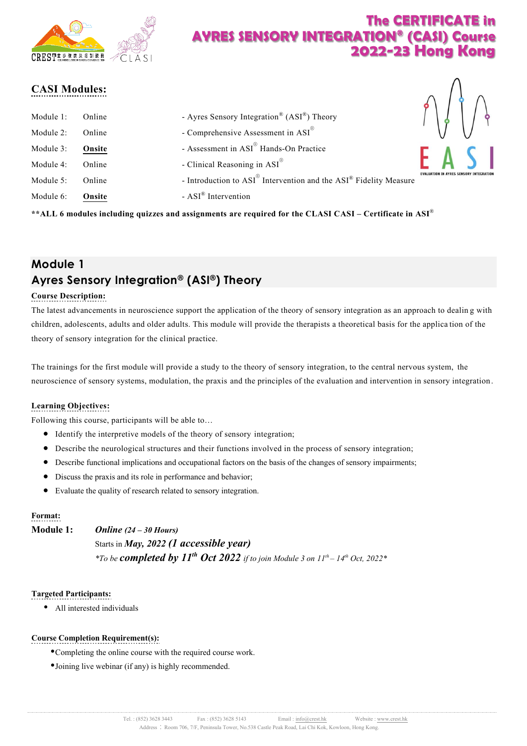# The CERTIFICATE in AYRES SENSORY INTEGRATION® (CASI) Course 2022-23 Hong Kong

## CASI Modules:

| | | |
|---|---|---|
| Module 1: | Online | - Ayres Sensory Integration® (ASI®) Theory |
| Module 2: | Online | - Comprehensive Assessment in ASI® |
| Module 3: | **Onsite** | - Assessment in ASI® Hands-On Practice |
| Module 4: | Online | - Clinical Reasoning in ASI® |
| Module 5: | Online | - Introduction to ASI® Intervention and the ASI® Fidelity Measure |
| Module 6: | **Onsite** | - ASI® Intervention |

**\*\*ALL 6 modules including quizzes and assignments are required for the CLASI CASI – Certificate in ASI®**

## Module 1
## Ayres Sensory Integration® (ASI®) Theory

**Course Description:**

The latest advancements in neuroscience support the application of the theory of sensory integration as an approach to dealing with children, adolescents, adults and older adults. This module will provide the therapists a theoretical basis for the application of the theory of sensory integration for the clinical practice.

The trainings for the first module will provide a study to the theory of sensory integration, to the central nervous system, the neuroscience of sensory systems, modulation, the praxis and the principles of the evaluation and intervention in sensory integration.

**Learning Objectives:**

Following this course, participants will be able to…

- Identify the interpretive models of the theory of sensory integration;
- Describe the neurological structures and their functions involved in the process of sensory integration;
- Describe functional implications and occupational factors on the basis of the changes of sensory impairments;
- Discuss the praxis and its role in performance and behavior;
- Evaluate the quality of research related to sensory integration.

**Format:**

**Module 1:** ***Online** (24 – 30 Hours)*

Starts in ***May, 2022 (1 accessible year)***

*\*To be **completed by 11th Oct 2022** if to join Module 3 on 11th – 14th Oct, 2022\**

**Targeted Participants:**

- All interested individuals

**Course Completion Requirement(s):**

- Completing the online course with the required course work.
- Joining live webinar (if any) is highly recommended.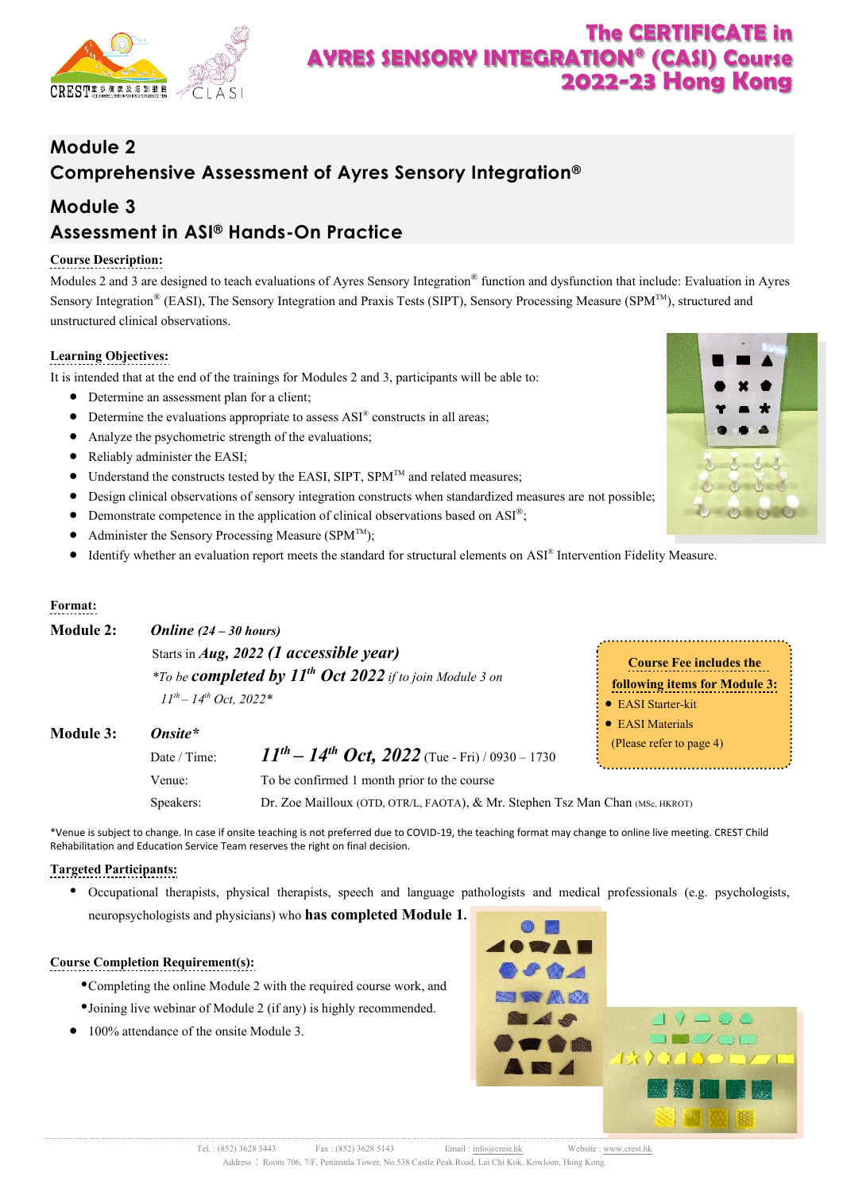# The CERTIFICATE in AYRES SENSORY INTEGRATION® (CASI) Course 2022-23 Hong Kong

## Module 2
## Comprehensive Assessment of Ayres Sensory Integration®

## Module 3
## Assessment in ASI® Hands-On Practice

**Course Description:**

Modules 2 and 3 are designed to teach evaluations of Ayres Sensory Integration® function and dysfunction that include: Evaluation in Ayres Sensory Integration® (EASI), The Sensory Integration and Praxis Tests (SIPT), Sensory Processing Measure (SPM™), structured and unstructured clinical observations.

**Learning Objectives:**

It is intended that at the end of the trainings for Modules 2 and 3, participants will be able to:

- Determine an assessment plan for a client;
- Determine the evaluations appropriate to assess ASI® constructs in all areas;
- Analyze the psychometric strength of the evaluations;
- Reliably administer the EASI;
- Understand the constructs tested by the EASI, SIPT, SPM™ and related measures;
- Design clinical observations of sensory integration constructs when standardized measures are not possible;
- Demonstrate competence in the application of clinical observations based on ASI®;
- Administer the Sensory Processing Measure (SPM™);
- Identify whether an evaluation report meets the standard for structural elements on ASI® Intervention Fidelity Measure.

**Format:**

**Module 2:** ***Online** (24 – 30 hours)*

Starts in ***Aug, 2022 (1 accessible year)***

*\*To be **completed by 11th Oct 2022** if to join Module 3 on 11th – 14th Oct, 2022\**

**Module 3:** ***Onsite\****

Date / Time: ***11th – 14th Oct, 2022*** (Tue - Fri) / 0930 – 1730

Venue: To be confirmed 1 month prior to the course

Speakers: Dr. Zoe Mailloux (OTD, OTR/L, FAOTA), & Mr. Stephen Tsz Man Chan (MSc, HKROT)

**Course Fee includes the following items for Module 3:**

- EASI Starter-kit
- EASI Materials

(Please refer to page 4)

\*Venue is subject to change. In case if onsite teaching is not preferred due to COVID-19, the teaching format may change to online live meeting. CREST Child Rehabilitation and Education Service Team reserves the right on final decision.

**Targeted Participants:**

- Occupational therapists, physical therapists, speech and language pathologists and medical professionals (e.g. psychologists, neuropsychologists and physicians) who **has completed Module 1.**

**Course Completion Requirement(s):**

- Completing the online Module 2 with the required course work, and
- Joining live webinar of Module 2 (if any) is highly recommended.
- 100% attendance of the onsite Module 3.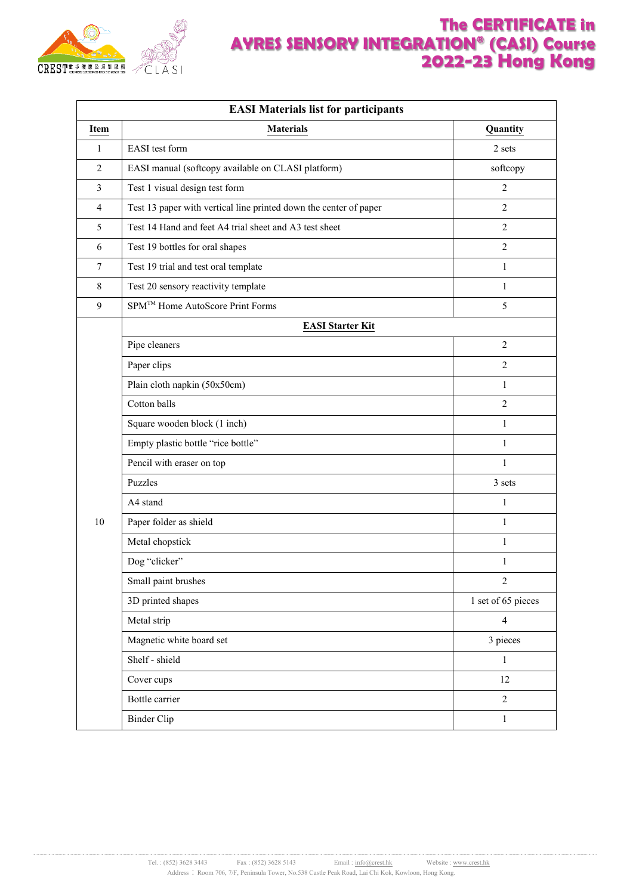| EASI Materials list for participants | | |
|---|---|---|
| **Item** | **Materials** | **Quantity** |
| 1 | EASI test form | 2 sets |
| 2 | EASI manual (softcopy available on CLASI platform) | softcopy |
| 3 | Test 1 visual design test form | 2 |
| 4 | Test 13 paper with vertical line printed down the center of paper | 2 |
| 5 | Test 14 Hand and feet A4 trial sheet and A3 test sheet | 2 |
| 6 | Test 19 bottles for oral shapes | 2 |
| 7 | Test 19 trial and test oral template | 1 |
| 8 | Test 20 sensory reactivity template | 1 |
| 9 | SPM™ Home AutoScore Print Forms | 5 |
| 10 | **EASI Starter Kit** | |
| | Pipe cleaners | 2 |
| | Paper clips | 2 |
| | Plain cloth napkin (50x50cm) | 1 |
| | Cotton balls | 2 |
| | Square wooden block (1 inch) | 1 |
| | Empty plastic bottle "rice bottle" | 1 |
| | Pencil with eraser on top | 1 |
| | Puzzles | 3 sets |
| | A4 stand | 1 |
| | Paper folder as shield | 1 |
| | Metal chopstick | 1 |
| | Dog "clicker" | 1 |
| | Small paint brushes | 2 |
| | 3D printed shapes | 1 set of 65 pieces |
| | Metal strip | 4 |
| | Magnetic white board set | 3 pieces |
| | Shelf - shield | 1 |
| | Cover cups | 12 |
| | Bottle carrier | 2 |
| | Binder Clip | 1 |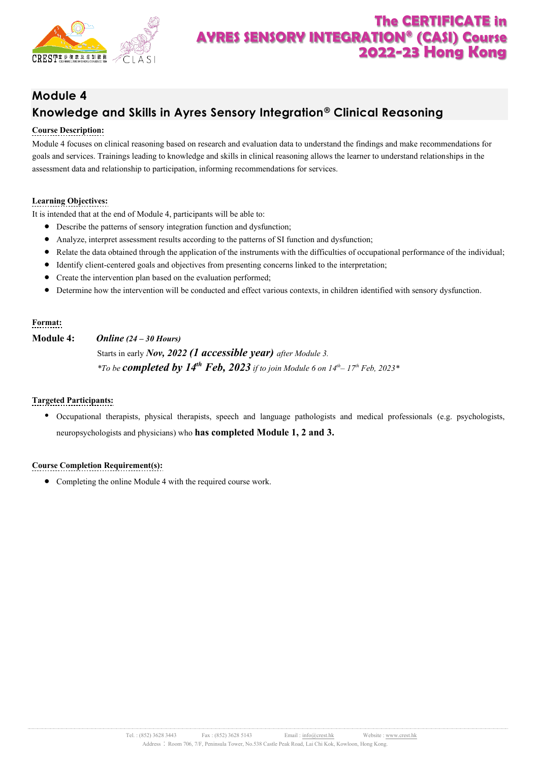## Module 4

## Knowledge and Skills in Ayres Sensory Integration® Clinical Reasoning

**Course Description:**

Module 4 focuses on clinical reasoning based on research and evaluation data to understand the findings and make recommendations for goals and services. Trainings leading to knowledge and skills in clinical reasoning allows the learner to understand relationships in the assessment data and relationship to participation, informing recommendations for services.

**Learning Objectives:**

It is intended that at the end of Module 4, participants will be able to:

- Describe the patterns of sensory integration function and dysfunction;
- Analyze, interpret assessment results according to the patterns of SI function and dysfunction;
- Relate the data obtained through the application of the instruments with the difficulties of occupational performance of the individual;
- Identify client-centered goals and objectives from presenting concerns linked to the interpretation;
- Create the intervention plan based on the evaluation performed;
- Determine how the intervention will be conducted and effect various contexts, in children identified with sensory dysfunction.

**Format:**

**Module 4:** ***Online (24 – 30 Hours)***

Starts in early ***Nov, 2022 (1 accessible year)*** *after Module 3.*

**To be* ***completed by 14th Feb, 2023*** *if to join Module 6 on 14th – 17th Feb, 2023**

**Targeted Participants:**

- Occupational therapists, physical therapists, speech and language pathologists and medical professionals (e.g. psychologists, neuropsychologists and physicians) who **has completed Module 1, 2 and 3.**

**Course Completion Requirement(s):**

- Completing the online Module 4 with the required course work.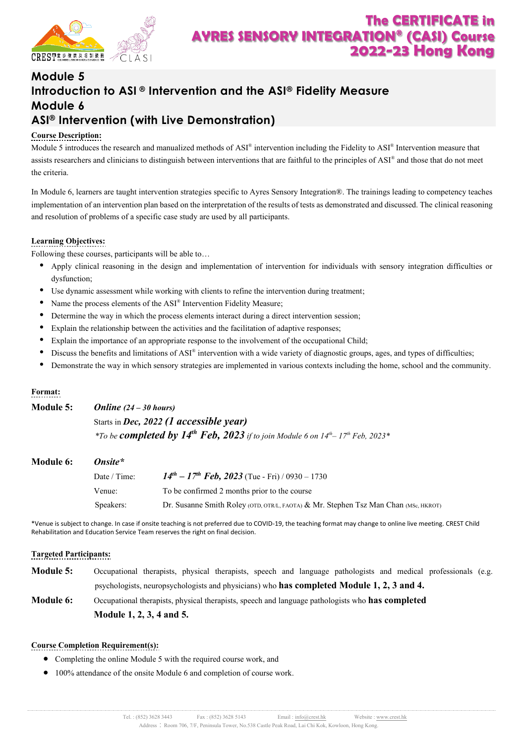# The CERTIFICATE in AYRES SENSORY INTEGRATION® (CASI) Course 2022-23 Hong Kong

## Module 5
## Introduction to ASI ® Intervention and the ASI® Fidelity Measure
## Module 6
## ASI® Intervention (with Live Demonstration)

**Course Description:**

Module 5 introduces the research and manualized methods of ASI® intervention including the Fidelity to ASI® Intervention measure that assists researchers and clinicians to distinguish between interventions that are faithful to the principles of ASI® and those that do not meet the criteria.

In Module 6, learners are taught intervention strategies specific to Ayres Sensory Integration®. The trainings leading to competency teaches implementation of an intervention plan based on the interpretation of the results of tests as demonstrated and discussed. The clinical reasoning and resolution of problems of a specific case study are used by all participants.

**Learning Objectives:**

Following these courses, participants will be able to…

- Apply clinical reasoning in the design and implementation of intervention for individuals with sensory integration difficulties or dysfunction;
- Use dynamic assessment while working with clients to refine the intervention during treatment;
- Name the process elements of the ASI® Intervention Fidelity Measure;
- Determine the way in which the process elements interact during a direct intervention session;
- Explain the relationship between the activities and the facilitation of adaptive responses;
- Explain the importance of an appropriate response to the involvement of the occupational Child;
- Discuss the benefits and limitations of ASI® intervention with a wide variety of diagnostic groups, ages, and types of difficulties;
- Demonstrate the way in which sensory strategies are implemented in various contexts including the home, school and the community.

**Format:**

**Module 5:** ***Online** (24 – 30 hours)*

Starts in ***Dec, 2022 (1 accessible year)***

*\*To be **completed by 14th Feb, 2023** if to join Module 6 on 14th– 17th Feb, 2023\**

**Module 6:** ***Onsite\****

| | |
|---|---|
| Date / Time: | ***14th – 17th Feb, 2023*** (Tue - Fri) / 0930 – 1730 |
| Venue: | To be confirmed 2 months prior to the course |
| Speakers: | Dr. Susanne Smith Roley (OTD, OTR/L, FAOTA) & Mr. Stephen Tsz Man Chan (MSc, HKROT) |

\*Venue is subject to change. In case if onsite teaching is not preferred due to COVID-19, the teaching format may change to online live meeting. CREST Child Rehabilitation and Education Service Team reserves the right on final decision.

**Targeted Participants:**

**Module 5:** Occupational therapists, physical therapists, speech and language pathologists and medical professionals (e.g. psychologists, neuropsychologists and physicians) who **has completed Module 1, 2, 3 and 4.**

**Module 6:** Occupational therapists, physical therapists, speech and language pathologists who **has completed Module 1, 2, 3, 4 and 5.**

**Course Completion Requirement(s):**

- Completing the online Module 5 with the required course work, and
- 100% attendance of the onsite Module 6 and completion of course work.

Tel. : (852) 3628 3443 Fax : (852) 3628 5143 Email : info@crest.hk Website : www.crest.hk
Address：Room 706, 7/F, Peninsula Tower, No.538 Castle Peak Road, Lai Chi Kok, Kowloon, Hong Kong.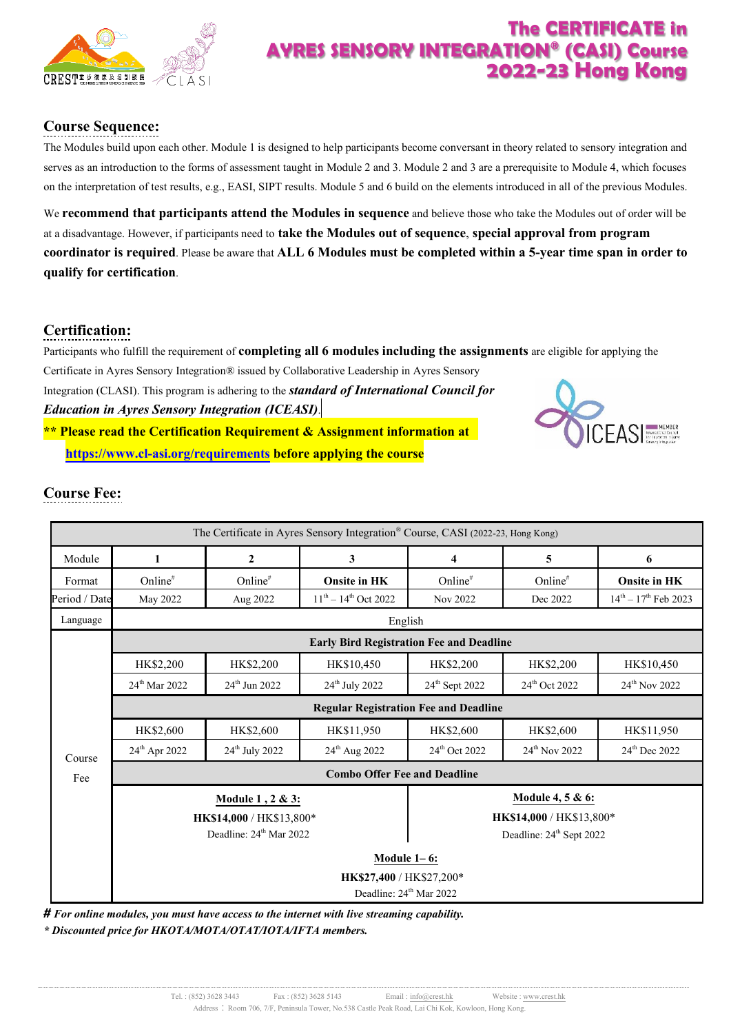# The CERTIFICATE in AYRES SENSORY INTEGRATION® (CASI) Course 2022-23 Hong Kong

## Course Sequence:

The Modules build upon each other. Module 1 is designed to help participants become conversant in theory related to sensory integration and serves as an introduction to the forms of assessment taught in Module 2 and 3. Module 2 and 3 are a prerequisite to Module 4, which focuses on the interpretation of test results, e.g., EASI, SIPT results. Module 5 and 6 build on the elements introduced in all of the previous Modules.

We **recommend that participants attend the Modules in sequence** and believe those who take the Modules out of order will be at a disadvantage. However, if participants need to **take the Modules out of sequence**, **special approval from program coordinator is required**. Please be aware that **ALL 6 Modules must be completed within a 5-year time span in order to qualify for certification**.

## Certification:

Participants who fulfill the requirement of **completing all 6 modules including the assignments** are eligible for applying the Certificate in Ayres Sensory Integration® issued by Collaborative Leadership in Ayres Sensory Integration (CLASI). This program is adhering to the ***standard of International Council for Education in Ayres Sensory Integration (ICEASI)***.

**\*\* Please read the Certification Requirement & Assignment information at https://www.cl-asi.org/requirements before applying the course**

## Course Fee:

| The Certificate in Ayres Sensory Integration® Course, CASI (2022-23, Hong Kong) | | | | | | |
|---|---|---|---|---|---|---|
| Module | 1 | 2 | 3 | 4 | 5 | 6 |
| Format | Online# | Online# | **Onsite in HK** | Online# | Online# | **Onsite in HK** |
| Period / Date | May 2022 | Aug 2022 | 11th – 14th Oct 2022 | Nov 2022 | Dec 2022 | 14th – 17th Feb 2023 |
| Language | English | | | | | |
| Course Fee | **Early Bird Registration Fee and Deadline** | | | | | |
| | HK$2,200 | HK$2,200 | HK$10,450 | HK$2,200 | HK$2,200 | HK$10,450 |
| | 24th Mar 2022 | 24th Jun 2022 | 24th July 2022 | 24th Sept 2022 | 24th Oct 2022 | 24th Nov 2022 |
| | **Regular Registration Fee and Deadline** | | | | | |
| | HK$2,600 | HK$2,600 | HK$11,950 | HK$2,600 | HK$2,600 | HK$11,950 |
| | 24th Apr 2022 | 24th July 2022 | 24th Aug 2022 | 24th Oct 2022 | 24th Nov 2022 | 24th Dec 2022 |
| | **Combo Offer Fee and Deadline** | | | | | |
| | **Module 1 , 2 & 3:** **HK$14,000** / HK$13,800* Deadline: 24th Mar 2022 | | | **Module 4, 5 & 6:** **HK$14,000** / HK$13,800* Deadline: 24th Sept 2022 | | |
| | **Module 1– 6:** **HK$27,400** / HK$27,200* Deadline: 24th Mar 2022 | | | | | |

***# For online modules, you must have access to the internet with live streaming capability.***

***\* Discounted price for HKOTA/MOTA/OTAT/IOTA/IFTA members.***

Tel. : (852) 3628 3443  Fax : (852) 3628 5143  Email : info@crest.hk  Website : www.crest.hk
Address ： Room 706, 7/F, Peninsula Tower, No.538 Castle Peak Road, Lai Chi Kok, Kowloon, Hong Kong.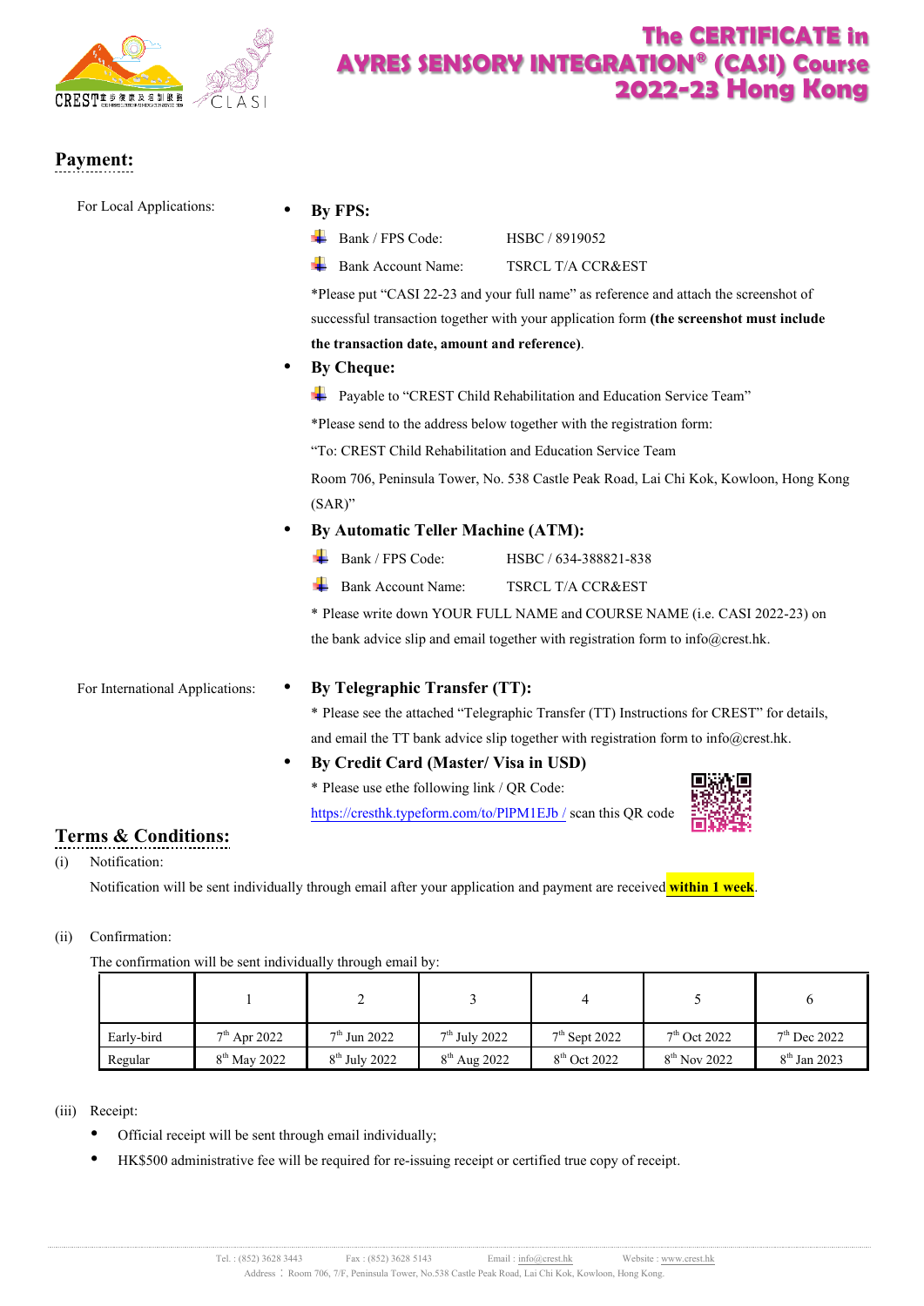# The CERTIFICATE in AYRES SENSORY INTEGRATION® (CASI) Course 2022-23 Hong Kong

## Payment:

For Local Applications:

- **By FPS:**
  - Bank / FPS Code: HSBC / 8919052
  - Bank Account Name: TSRCL T/A CCR&EST

  *Please put "CASI 22-23 and your full name" as reference and attach the screenshot of successful transaction together with your application form **(the screenshot must include the transaction date, amount and reference)**.

- **By Cheque:**
  - Payable to "CREST Child Rehabilitation and Education Service Team"

  *Please send to the address below together with the registration form:

  "To: CREST Child Rehabilitation and Education Service Team

  Room 706, Peninsula Tower, No. 538 Castle Peak Road, Lai Chi Kok, Kowloon, Hong Kong (SAR)"

- **By Automatic Teller Machine (ATM):**
  - Bank / FPS Code: HSBC / 634-388821-838
  - Bank Account Name: TSRCL T/A CCR&EST

  * Please write down YOUR FULL NAME and COURSE NAME (i.e. CASI 2022-23) on the bank advice slip and email together with registration form to info@crest.hk.

For International Applications:

- **By Telegraphic Transfer (TT):**

  * Please see the attached "Telegraphic Transfer (TT) Instructions for CREST" for details, and email the TT bank advice slip together with registration form to info@crest.hk.

- **By Credit Card (Master/ Visa in USD)**

  * Please use ethe following link / QR Code:

  https://cresthk.typeform.com/to/PlPM1EJb / scan this QR code

## Terms & Conditions:

(i) Notification:

Notification will be sent individually through email after your application and payment are received **within 1 week**.

(ii) Confirmation:

The confirmation will be sent individually through email by:

| | 1 | 2 | 3 | 4 | 5 | 6 |
|---|---|---|---|---|---|---|
| Early-bird | 7th Apr 2022 | 7th Jun 2022 | 7th July 2022 | 7th Sept 2022 | 7th Oct 2022 | 7th Dec 2022 |
| Regular | 8th May 2022 | 8th July 2022 | 8th Aug 2022 | 8th Oct 2022 | 8th Nov 2022 | 8th Jan 2023 |

(iii) Receipt:

- Official receipt will be sent through email individually;
- HK$500 administrative fee will be required for re-issuing receipt or certified true copy of receipt.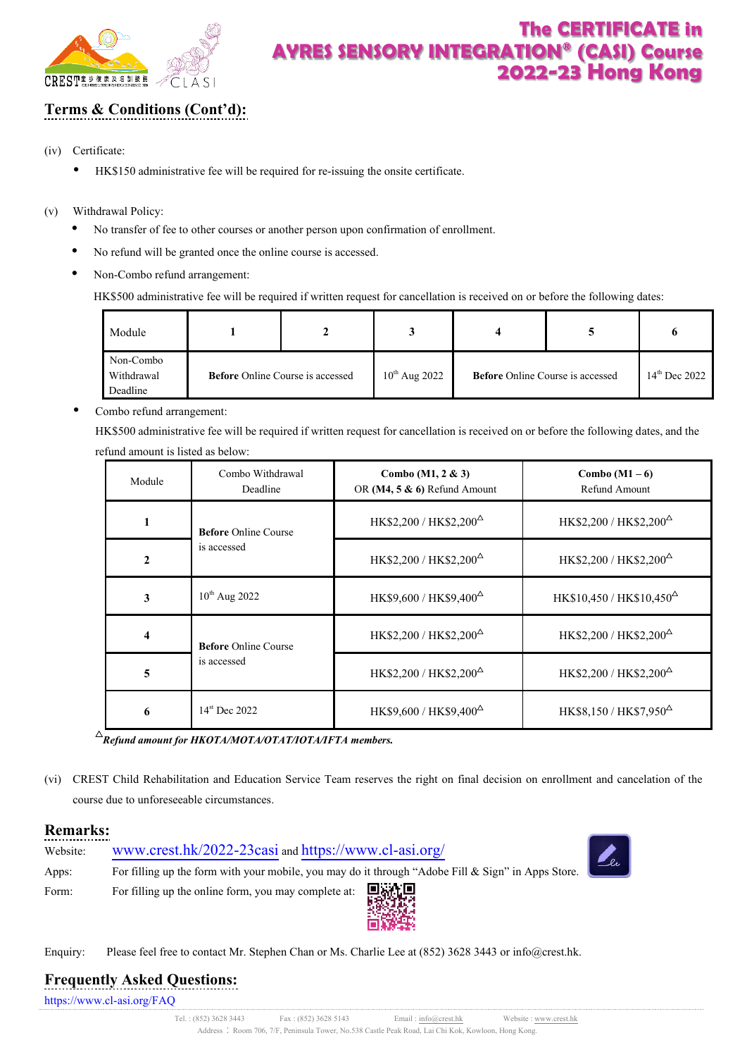## Terms & Conditions (Cont'd):

(iv) Certificate:

- HK$150 administrative fee will be required for re-issuing the onsite certificate.

(v) Withdrawal Policy:

- No transfer of fee to other courses or another person upon confirmation of enrollment.
- No refund will be granted once the online course is accessed.
- Non-Combo refund arrangement:

  HK$500 administrative fee will be required if written request for cancellation is received on or before the following dates:

| Module | 1 | 2 | 3 | 4 | 5 | 6 |
|---|---|---|---|---|---|---|
| Non-Combo Withdrawal Deadline | **Before** Online Course is accessed | | 10th Aug 2022 | **Before** Online Course is accessed | | 14th Dec 2022 |

- Combo refund arrangement:

  HK$500 administrative fee will be required if written request for cancellation is received on or before the following dates, and the refund amount is listed as below:

| Module | Combo Withdrawal Deadline | **Combo (M1, 2 & 3)** OR **(M4, 5 & 6)** Refund Amount | **Combo (M1 – 6)** Refund Amount |
|---|---|---|---|
| **1** | **Before** Online Course is accessed | HK$2,200 / HK$2,200△ | HK$2,200 / HK$2,200△ |
| **2** | | HK$2,200 / HK$2,200△ | HK$2,200 / HK$2,200△ |
| **3** | 10th Aug 2022 | HK$9,600 / HK$9,400△ | HK$10,450 / HK$10,450△ |
| **4** | **Before** Online Course is accessed | HK$2,200 / HK$2,200△ | HK$2,200 / HK$2,200△ |
| **5** | | HK$2,200 / HK$2,200△ | HK$2,200 / HK$2,200△ |
| **6** | 14st Dec 2022 | HK$9,600 / HK$9,400△ | HK$8,150 / HK$7,950△ |

△***Refund amount for HKOTA/MOTA/OTAT/IOTA/IFTA members.***

(vi) CREST Child Rehabilitation and Education Service Team reserves the right on final decision on enrollment and cancelation of the course due to unforeseeable circumstances.

## Remarks:

Website: www.crest.hk/2022-23casi and https://www.cl-asi.org/

Apps: For filling up the form with your mobile, you may do it through "Adobe Fill & Sign" in Apps Store.

Form: For filling up the online form, you may complete at:

Enquiry: Please feel free to contact Mr. Stephen Chan or Ms. Charlie Lee at (852) 3628 3443 or info@crest.hk.

## Frequently Asked Questions:

https://www.cl-asi.org/FAQ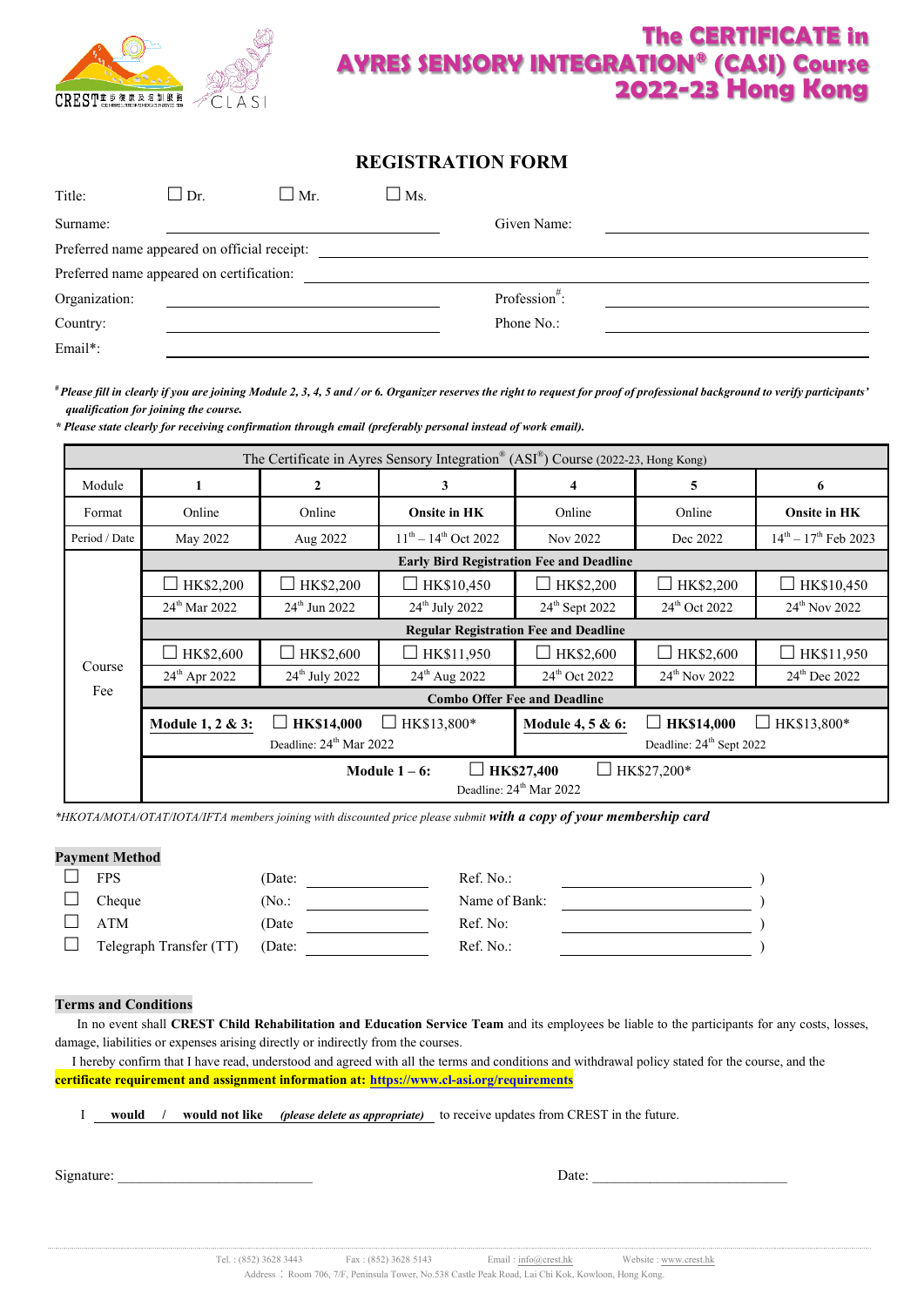# The CERTIFICATE in AYRES SENSORY INTEGRATION® (CASI) Course 2022-23 Hong Kong

## REGISTRATION FORM

Title: ☐ Dr. ☐ Mr. ☐ Ms.

Surname: ______________________ Given Name: ______________________

Preferred name appeared on official receipt: ______________________

Preferred name appeared on certification: ______________________

Organization: ______________________ Profession#: ______________________

Country: ______________________ Phone No.: ______________________

Email*: ______________________

***# Please fill in clearly if you are joining Module 2, 3, 4, 5 and / or 6. Organizer reserves the right to request for proof of professional background to verify participants' qualification for joining the course.***

***\* Please state clearly for receiving confirmation through email (preferably personal instead of work email).***

| The Certificate in Ayres Sensory Integration® (ASI®) Course (2022-23, Hong Kong) | | | | | | |
|---|---|---|---|---|---|---|
| Module | 1 | 2 | 3 | 4 | 5 | 6 |
| Format | Online | Online | **Onsite in HK** | Online | Online | **Onsite in HK** |
| Period / Date | May 2022 | Aug 2022 | 11th – 14th Oct 2022 | Nov 2022 | Dec 2022 | 14th – 17th Feb 2023 |
| Course Fee | **Early Bird Registration Fee and Deadline** | | | | | |
| | ☐ HK$2,200 | ☐ HK$2,200 | ☐ HK$10,450 | ☐ HK$2,200 | ☐ HK$2,200 | ☐ HK$10,450 |
| | 24th Mar 2022 | 24th Jun 2022 | 24th July 2022 | 24th Sept 2022 | 24th Oct 2022 | 24th Nov 2022 |
| | **Regular Registration Fee and Deadline** | | | | | |
| | ☐ HK$2,600 | ☐ HK$2,600 | ☐ HK$11,950 | ☐ HK$2,600 | ☐ HK$2,600 | ☐ HK$11,950 |
| | 24th Apr 2022 | 24th July 2022 | 24th Aug 2022 | 24th Oct 2022 | 24th Nov 2022 | 24th Dec 2022 |
| | **Combo Offer Fee and Deadline** | | | | | |
| | **Module 1, 2 & 3:** ☐ **HK$14,000** ☐ HK$13,800* Deadline: 24th Mar 2022 | | | **Module 4, 5 & 6:** ☐ **HK$14,000** ☐ HK$13,800* Deadline: 24th Sept 2022 | | |
| | **Module 1 – 6:** ☐ **HK$27,400** ☐ HK$27,200* Deadline: 24th Mar 2022 | | | | | |

*\*HKOTA/MOTA/OTAT/IOTA/IFTA members joining with discounted price please submit* ***with a copy of your membership card***

**Payment Method**

☐ FPS (Date: __________ Ref. No.: __________ )

☐ Cheque (No.: __________ Name of Bank: __________ )

☐ ATM (Date __________ Ref. No: __________ )

☐ Telegraph Transfer (TT) (Date: __________ Ref. No.: __________ )

**Terms and Conditions**

In no event shall **CREST Child Rehabilitation and Education Service Team** and its employees be liable to the participants for any costs, losses, damage, liabilities or expenses arising directly or indirectly from the courses.

I hereby confirm that I have read, understood and agreed with all the terms and conditions and withdrawal policy stated for the course, and the **certificate requirement and assignment information at: https://www.cl-asi.org/requirements**

I **would / would not like** ***(please delete as appropriate)*** to receive updates from CREST in the future.

Signature: ______________________ Date: ______________________

Tel.: (852) 3628 3443 Fax: (852) 3628 5143 Email: info@crest.hk Website: www.crest.hk

Address: Room 706, 7/F, Peninsula Tower, No.538 Castle Peak Road, Lai Chi Kok, Kowloon, Hong Kong.